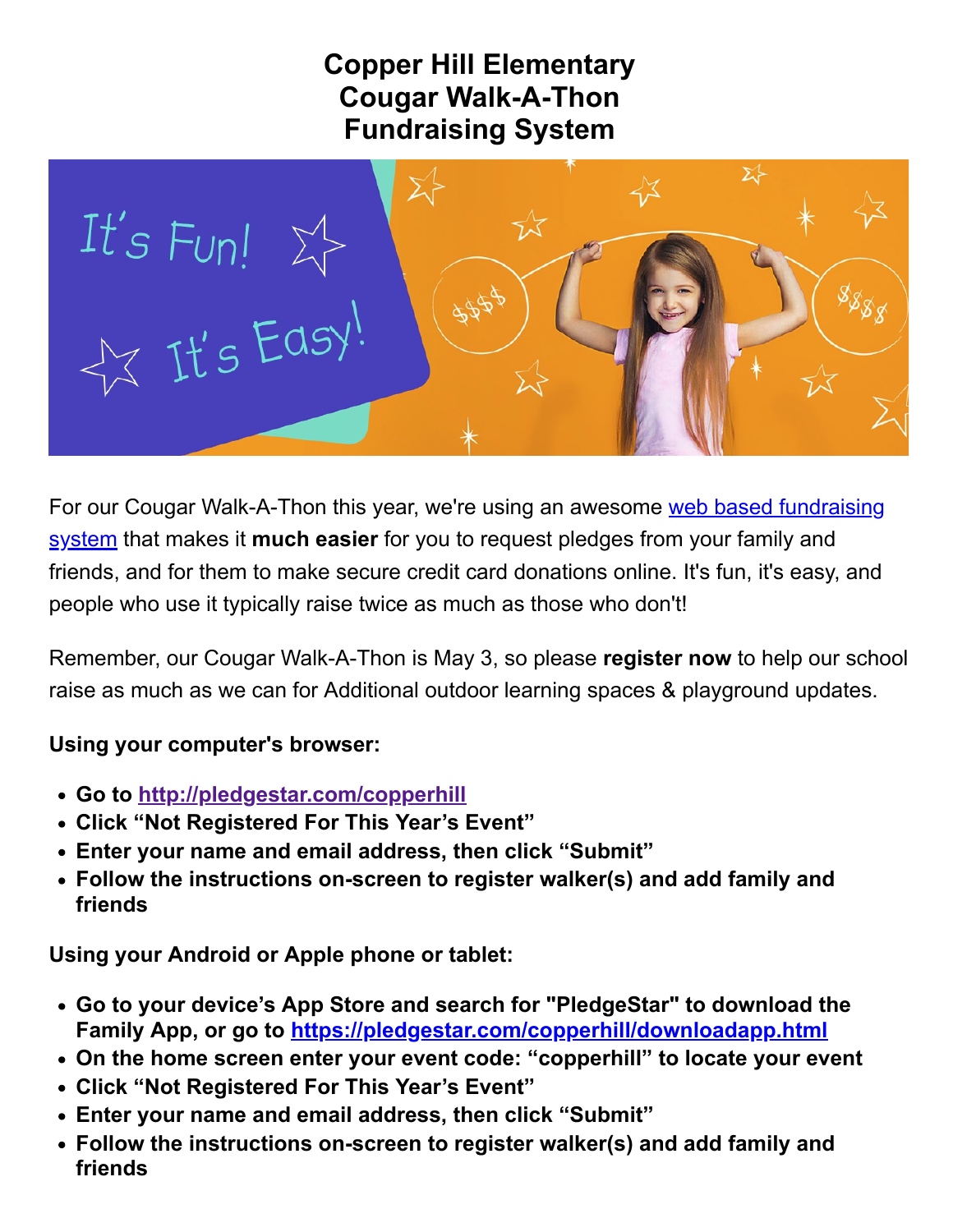# Copper Hill Elementary
# Cougar Walk-A-Thon
# Fundraising System

For our Cougar Walk-A-Thon this year, we're using an awesome [web based fundraising system]() that makes it **much easier** for you to request pledges from your family and friends, and for them to make secure credit card donations online. It's fun, it's easy, and people who use it typically raise twice as much as those who don't!

Remember, our Cougar Walk-A-Thon is May 3, so please **register now** to help our school raise as much as we can for Additional outdoor learning spaces & playground updates.

**Using your computer's browser:**

- **Go to [http://pledgestar.com/copperhill](http://pledgestar.com/copperhill)**
- **Click "Not Registered For This Year's Event"**
- **Enter your name and email address, then click "Submit"**
- **Follow the instructions on-screen to register walker(s) and add family and friends**

**Using your Android or Apple phone or tablet:**

- **Go to your device's App Store and search for "PledgeStar" to download the Family App, or go to [https://pledgestar.com/copperhill/downloadapp.html](https://pledgestar.com/copperhill/downloadapp.html)**
- **On the home screen enter your event code: "copperhill" to locate your event**
- **Click "Not Registered For This Year's Event"**
- **Enter your name and email address, then click "Submit"**
- **Follow the instructions on-screen to register walker(s) and add family and friends**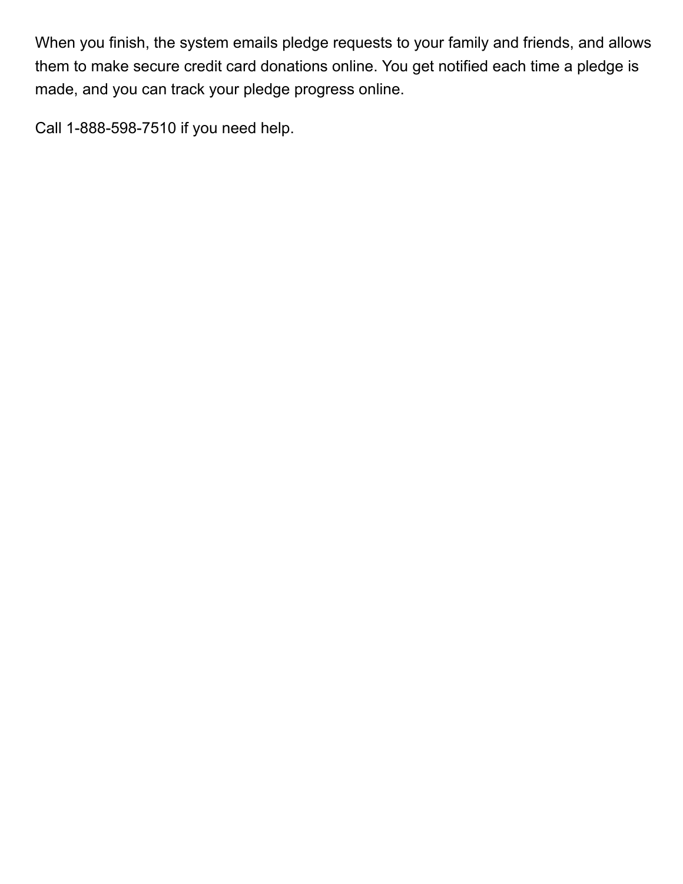When you finish, the system emails pledge requests to your family and friends, and allows them to make secure credit card donations online. You get notified each time a pledge is made, and you can track your pledge progress online.

Call 1-888-598-7510 if you need help.